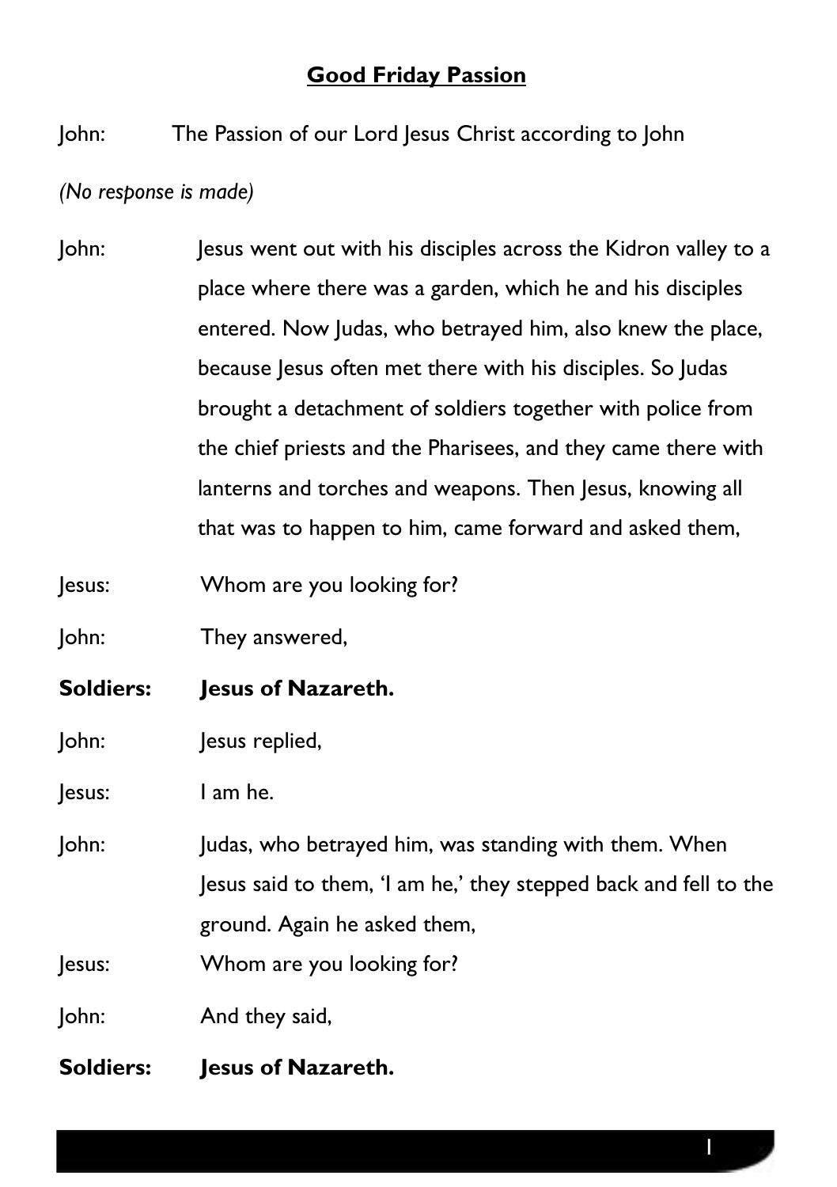# **Good Friday Passion**

John: The Passion of our Lord Jesus Christ according to John

*(No response is made)*

John: Jesus went out with his disciples across the Kidron valley to a place where there was a garden, which he and his disciples entered. Now Judas, who betrayed him, also knew the place, because Jesus often met there with his disciples. So Judas brought a detachment of soldiers together with police from the chief priests and the Pharisees, and they came there with lanterns and torches and weapons. Then Jesus, knowing all that was to happen to him, came forward and asked them,

Jesus: Whom are you looking for?

John: They answered,

**Soldiers: Jesus of Nazareth.**

John: Jesus replied,

Jesus: I am he.

John: Judas, who betrayed him, was standing with them. When Jesus said to them, 'I am he,' they stepped back and fell to the ground. Again he asked them,

Jesus: Whom are you looking for?

John: And they said,

**Soldiers: Jesus of Nazareth.**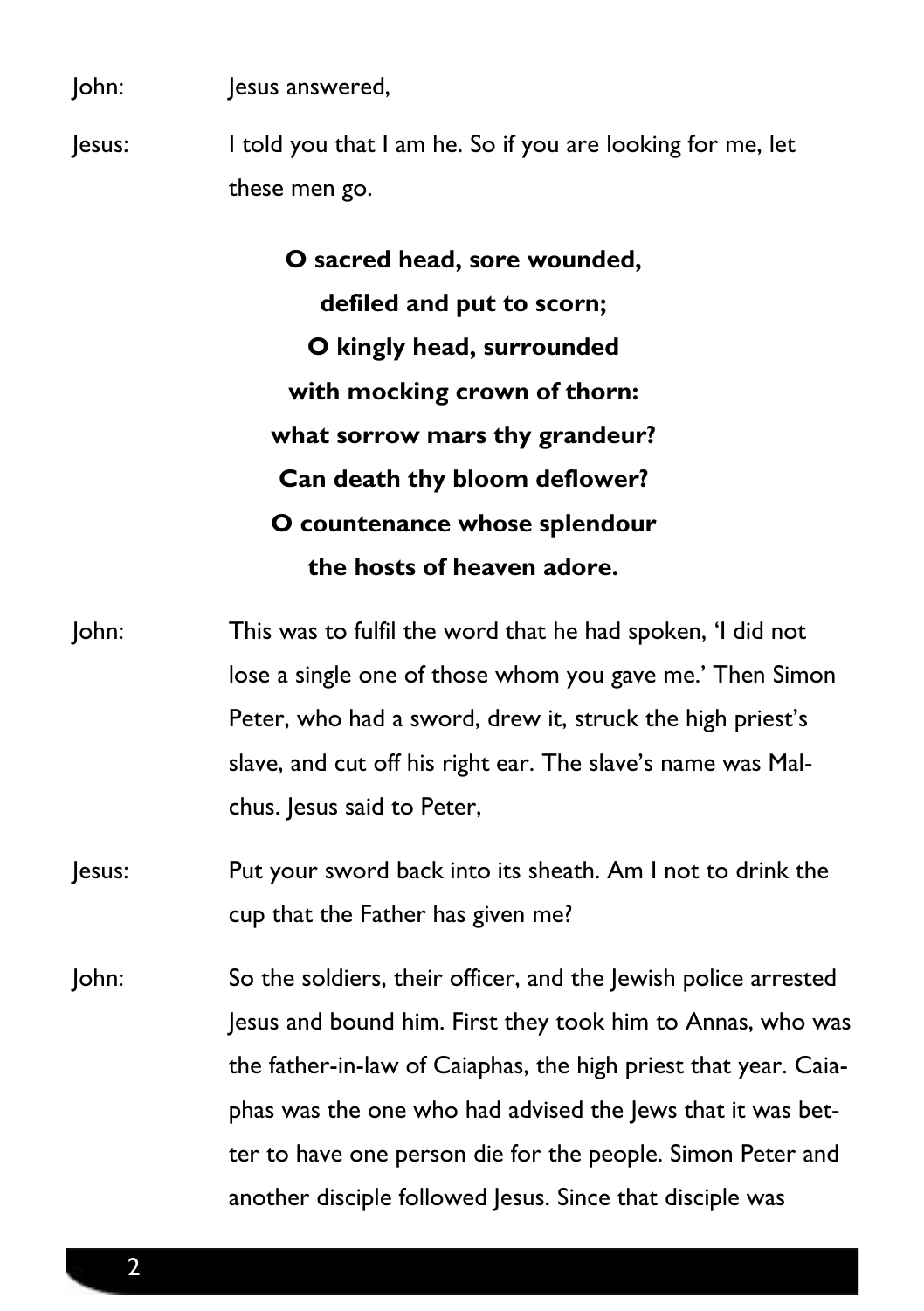John: Jesus answered,

Jesus: I told you that I am he. So if you are looking for me, let these men go.

**O sacred head, sore wounded,**
**defiled and put to scorn;**
**O kingly head, surrounded**
**with mocking crown of thorn:**
**what sorrow mars thy grandeur?**
**Can death thy bloom deflower?**
**O countenance whose splendour**
**the hosts of heaven adore.**

John: This was to fulfil the word that he had spoken, 'I did not lose a single one of those whom you gave me.' Then Simon Peter, who had a sword, drew it, struck the high priest's slave, and cut off his right ear. The slave's name was Malchus. Jesus said to Peter,

Jesus: Put your sword back into its sheath. Am I not to drink the cup that the Father has given me?

John: So the soldiers, their officer, and the Jewish police arrested Jesus and bound him. First they took him to Annas, who was the father-in-law of Caiaphas, the high priest that year. Caiaphas was the one who had advised the Jews that it was better to have one person die for the people. Simon Peter and another disciple followed Jesus. Since that disciple was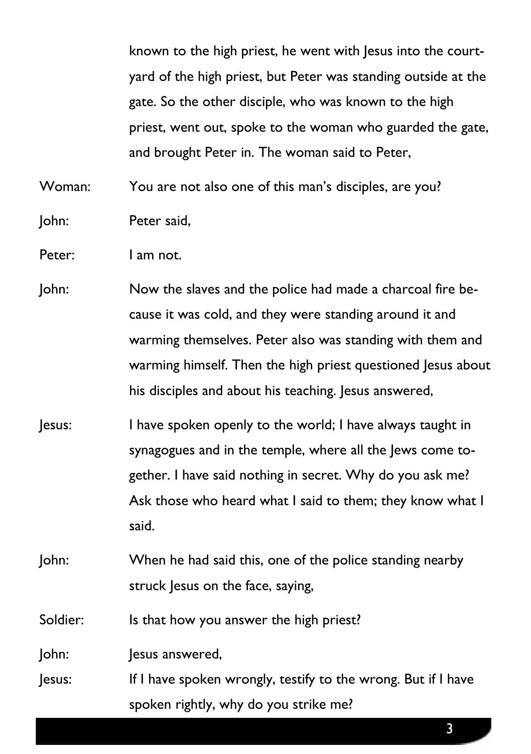known to the high priest, he went with Jesus into the courtyard of the high priest, but Peter was standing outside at the gate. So the other disciple, who was known to the high priest, went out, spoke to the woman who guarded the gate, and brought Peter in. The woman said to Peter,

Woman: You are not also one of this man's disciples, are you?

John: Peter said,

Peter: I am not.

John: Now the slaves and the police had made a charcoal fire because it was cold, and they were standing around it and warming themselves. Peter also was standing with them and warming himself. Then the high priest questioned Jesus about his disciples and about his teaching. Jesus answered,

Jesus: I have spoken openly to the world; I have always taught in synagogues and in the temple, where all the Jews come together. I have said nothing in secret. Why do you ask me? Ask those who heard what I said to them; they know what I said.

John: When he had said this, one of the police standing nearby struck Jesus on the face, saying,

Soldier: Is that how you answer the high priest?

John: Jesus answered,

Jesus: If I have spoken wrongly, testify to the wrong. But if I have spoken rightly, why do you strike me?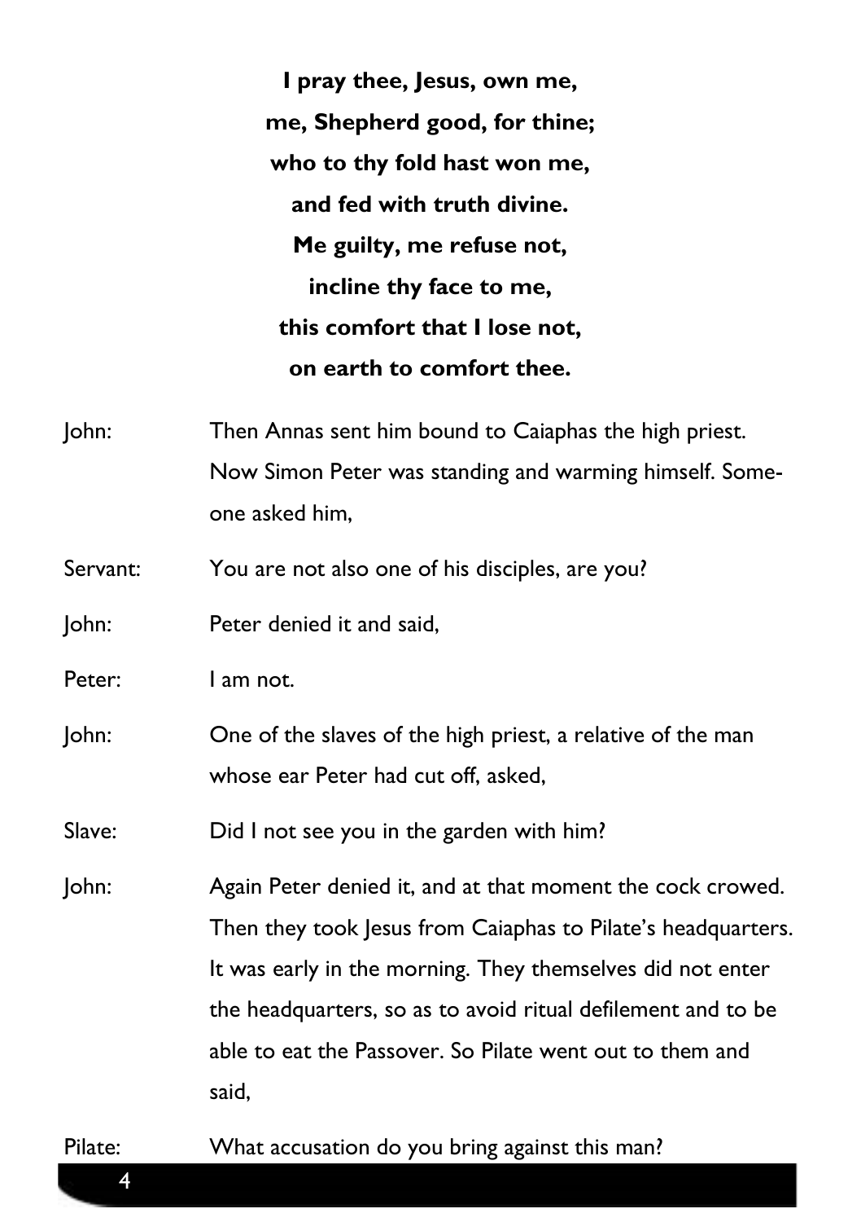**I pray thee, Jesus, own me,**
**me, Shepherd good, for thine;**
**who to thy fold hast won me,**
**and fed with truth divine.**
**Me guilty, me refuse not,**
**incline thy face to me,**
**this comfort that I lose not,**
**on earth to comfort thee.**

John: Then Annas sent him bound to Caiaphas the high priest. Now Simon Peter was standing and warming himself. Someone asked him,

Servant: You are not also one of his disciples, are you?

John: Peter denied it and said,

Peter: I am not.

John: One of the slaves of the high priest, a relative of the man whose ear Peter had cut off, asked,

Slave: Did I not see you in the garden with him?

John: Again Peter denied it, and at that moment the cock crowed. Then they took Jesus from Caiaphas to Pilate's headquarters. It was early in the morning. They themselves did not enter the headquarters, so as to avoid ritual defilement and to be able to eat the Passover. So Pilate went out to them and said,

Pilate: What accusation do you bring against this man?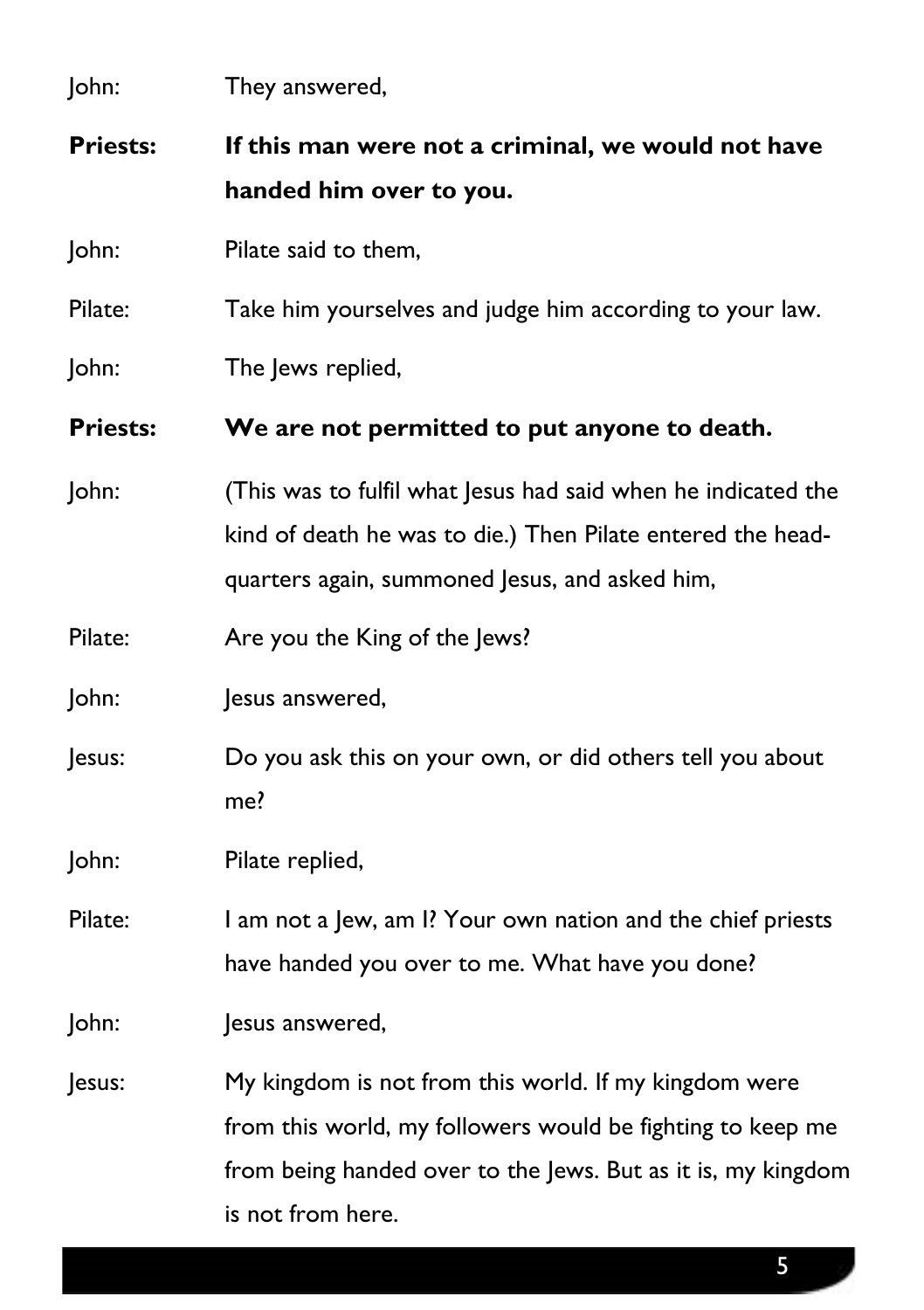John: They answered,

**Priests: If this man were not a criminal, we would not have handed him over to you.**

John: Pilate said to them,

Pilate: Take him yourselves and judge him according to your law.

John: The Jews replied,

**Priests: We are not permitted to put anyone to death.**

John: (This was to fulfil what Jesus had said when he indicated the kind of death he was to die.) Then Pilate entered the head-quarters again, summoned Jesus, and asked him,

Pilate: Are you the King of the Jews?

John: Jesus answered,

Jesus: Do you ask this on your own, or did others tell you about me?

John: Pilate replied,

Pilate: I am not a Jew, am I? Your own nation and the chief priests have handed you over to me. What have you done?

John: Jesus answered,

Jesus: My kingdom is not from this world. If my kingdom were from this world, my followers would be fighting to keep me from being handed over to the Jews. But as it is, my kingdom is not from here.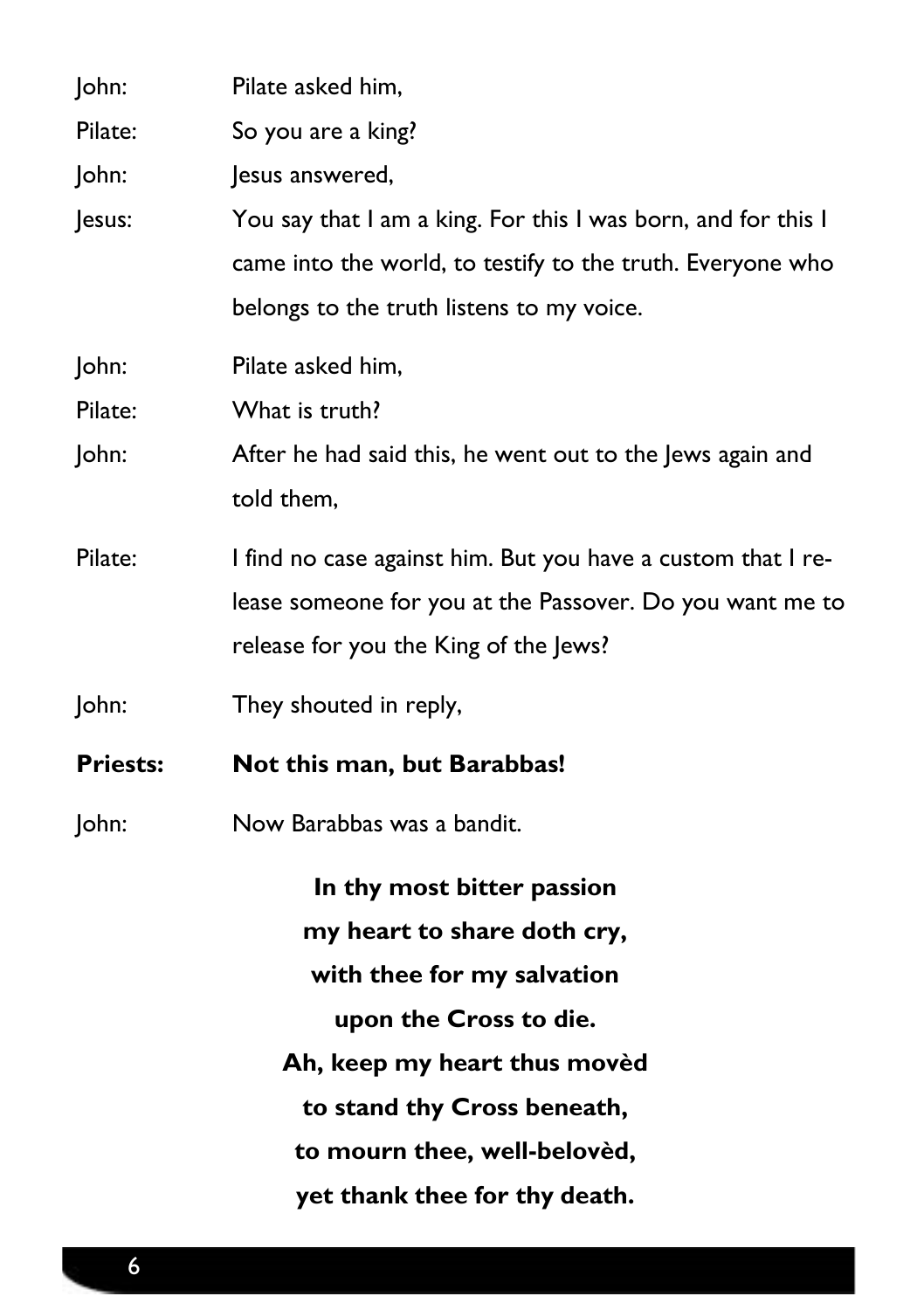John: Pilate asked him,

Pilate: So you are a king?

John: Jesus answered,

Jesus: You say that I am a king. For this I was born, and for this I came into the world, to testify to the truth. Everyone who belongs to the truth listens to my voice.

John: Pilate asked him,

Pilate: What is truth?

John: After he had said this, he went out to the Jews again and told them,

Pilate: I find no case against him. But you have a custom that I release someone for you at the Passover. Do you want me to release for you the King of the Jews?

John: They shouted in reply,

**Priests: Not this man, but Barabbas!**

John: Now Barabbas was a bandit.

**In thy most bitter passion**
**my heart to share doth cry,**
**with thee for my salvation**
**upon the Cross to die.**
**Ah, keep my heart thus movèd**
**to stand thy Cross beneath,**
**to mourn thee, well-belovèd,**
**yet thank thee for thy death.**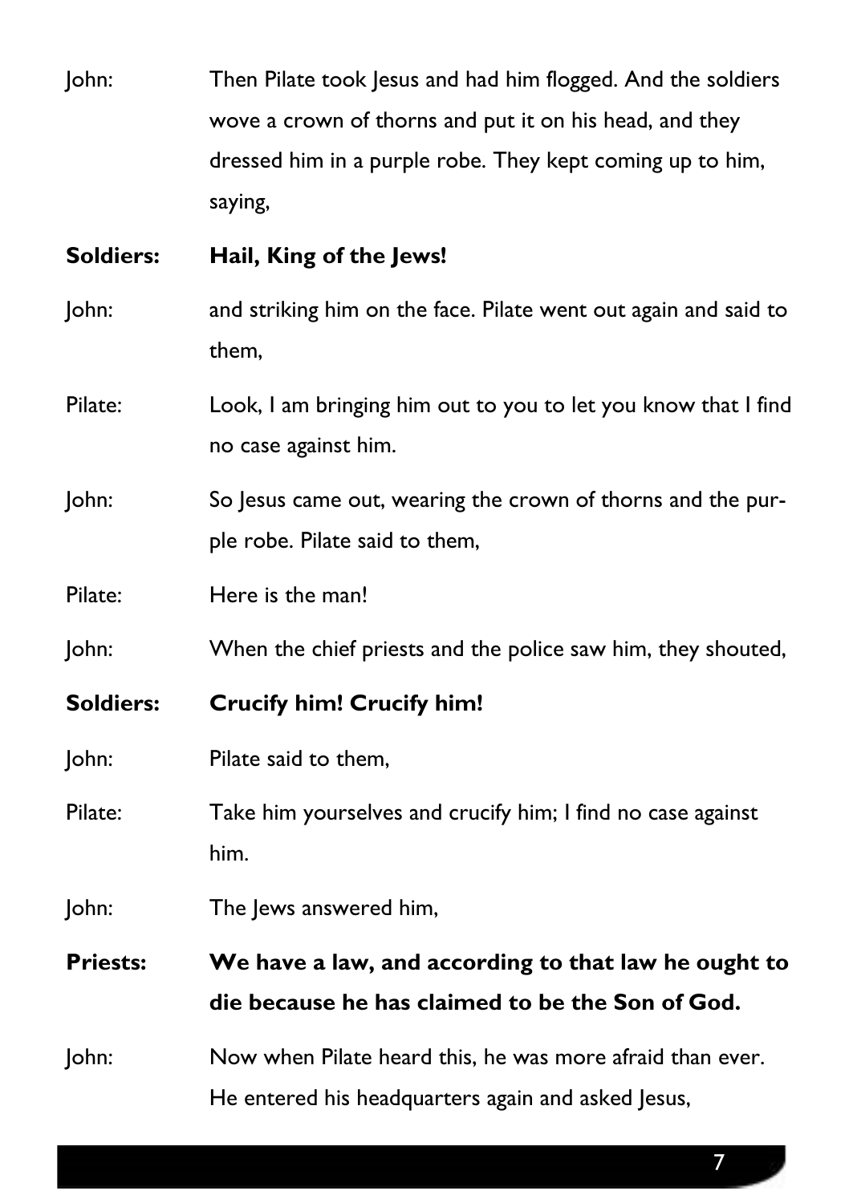John: Then Pilate took Jesus and had him flogged. And the soldiers wove a crown of thorns and put it on his head, and they dressed him in a purple robe. They kept coming up to him, saying,

**Soldiers: Hail, King of the Jews!**

John: and striking him on the face. Pilate went out again and said to them,

Pilate: Look, I am bringing him out to you to let you know that I find no case against him.

John: So Jesus came out, wearing the crown of thorns and the purple robe. Pilate said to them,

Pilate: Here is the man!

John: When the chief priests and the police saw him, they shouted,

**Soldiers: Crucify him! Crucify him!**

John: Pilate said to them,

Pilate: Take him yourselves and crucify him; I find no case against him.

John: The Jews answered him,

**Priests: We have a law, and according to that law he ought to die because he has claimed to be the Son of God.**

John: Now when Pilate heard this, he was more afraid than ever. He entered his headquarters again and asked Jesus,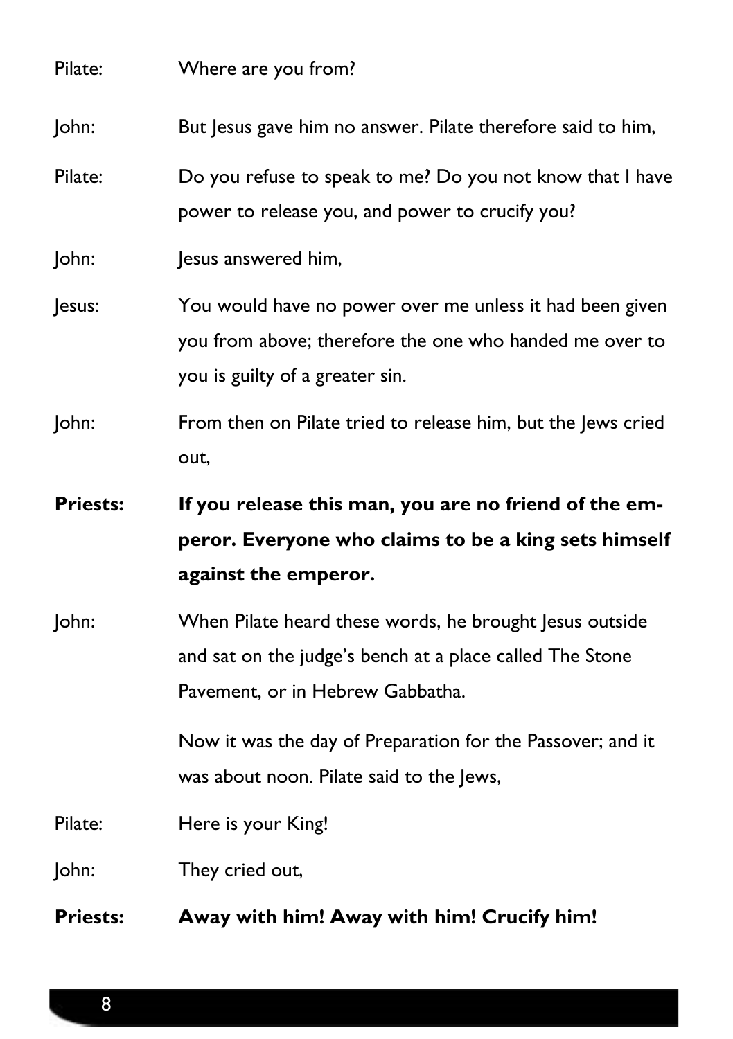Pilate: Where are you from?

John: But Jesus gave him no answer. Pilate therefore said to him,

Pilate: Do you refuse to speak to me? Do you not know that I have power to release you, and power to crucify you?

John: Jesus answered him,

Jesus: You would have no power over me unless it had been given you from above; therefore the one who handed me over to you is guilty of a greater sin.

John: From then on Pilate tried to release him, but the Jews cried out,

**Priests: If you release this man, you are no friend of the emperor. Everyone who claims to be a king sets himself against the emperor.**

John: When Pilate heard these words, he brought Jesus outside and sat on the judge's bench at a place called The Stone Pavement, or in Hebrew Gabbatha.

Now it was the day of Preparation for the Passover; and it was about noon. Pilate said to the Jews,

Pilate: Here is your King!

John: They cried out,

**Priests: Away with him! Away with him! Crucify him!**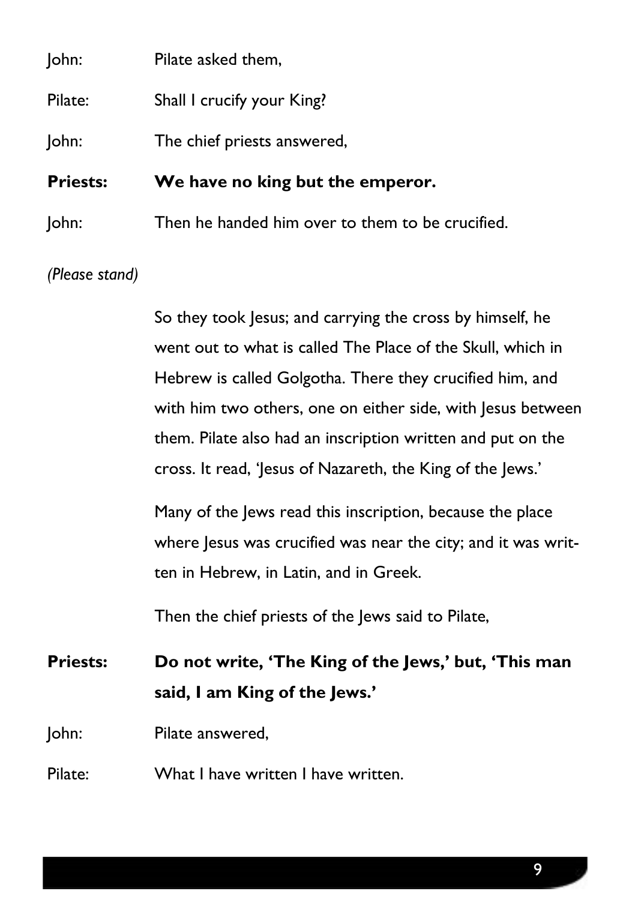John: Pilate asked them,

Pilate: Shall I crucify your King?

John: The chief priests answered,

**Priests: We have no king but the emperor.**

John: Then he handed him over to them to be crucified.

*(Please stand)*

So they took Jesus; and carrying the cross by himself, he went out to what is called The Place of the Skull, which in Hebrew is called Golgotha. There they crucified him, and with him two others, one on either side, with Jesus between them. Pilate also had an inscription written and put on the cross. It read, 'Jesus of Nazareth, the King of the Jews.'

Many of the Jews read this inscription, because the place where Jesus was crucified was near the city; and it was written in Hebrew, in Latin, and in Greek.

Then the chief priests of the Jews said to Pilate,

**Priests: Do not write, 'The King of the Jews,' but, 'This man said, I am King of the Jews.'**

John: Pilate answered,

Pilate: What I have written I have written.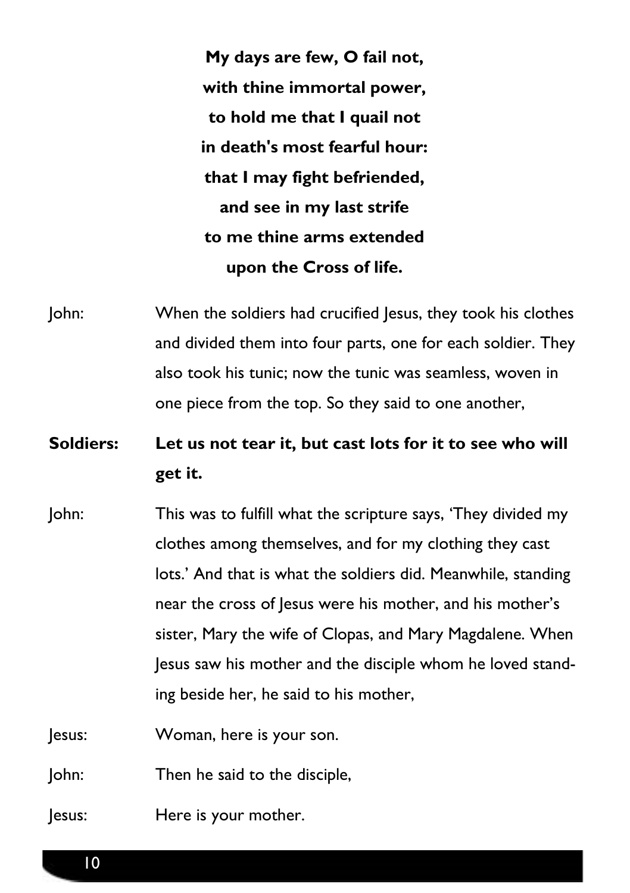**My days are few, O fail not,**
**with thine immortal power,**
**to hold me that I quail not**
**in death's most fearful hour:**
**that I may fight befriended,**
**and see in my last strife**
**to me thine arms extended**
**upon the Cross of life.**

John: When the soldiers had crucified Jesus, they took his clothes and divided them into four parts, one for each soldier. They also took his tunic; now the tunic was seamless, woven in one piece from the top. So they said to one another,

**Soldiers: Let us not tear it, but cast lots for it to see who will get it.**

John: This was to fulfill what the scripture says, 'They divided my clothes among themselves, and for my clothing they cast lots.' And that is what the soldiers did. Meanwhile, standing near the cross of Jesus were his mother, and his mother's sister, Mary the wife of Clopas, and Mary Magdalene. When Jesus saw his mother and the disciple whom he loved standing beside her, he said to his mother,

Jesus: Woman, here is your son.

John: Then he said to the disciple,

Jesus: Here is your mother.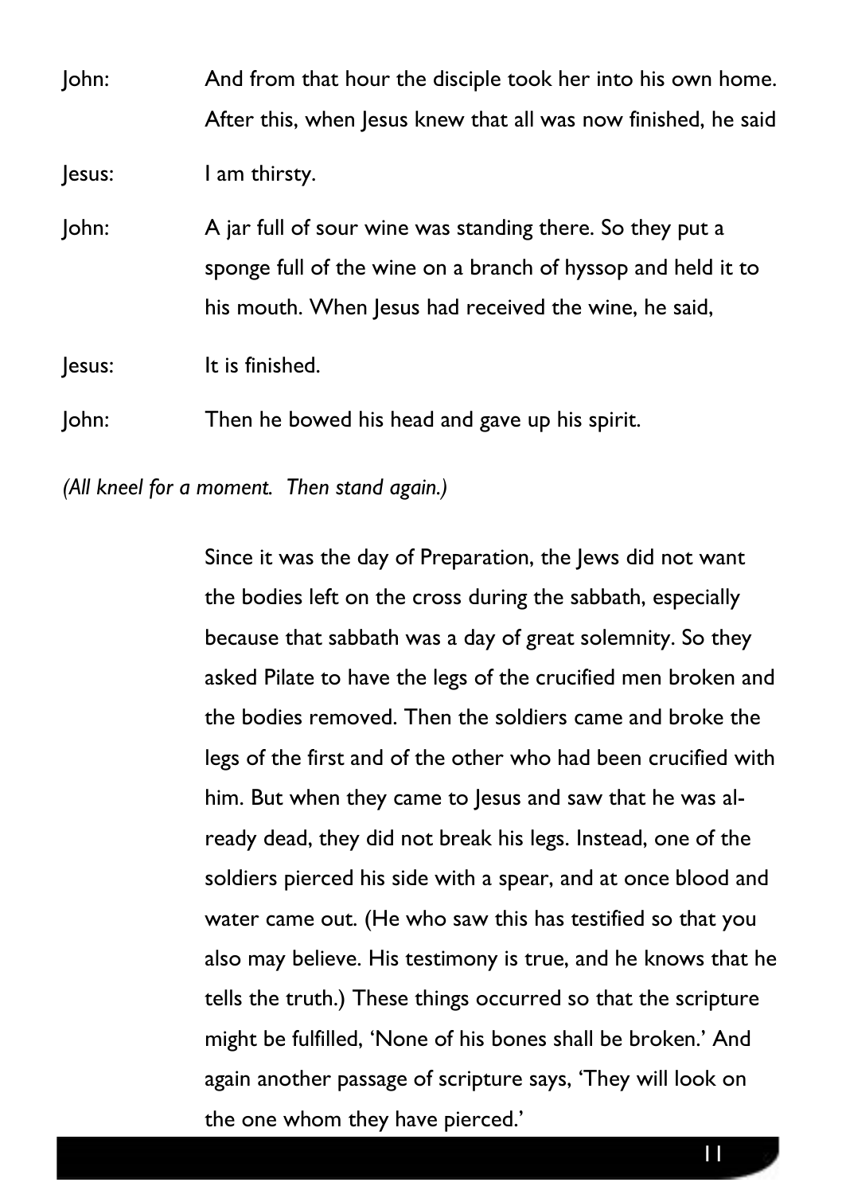John: And from that hour the disciple took her into his own home. After this, when Jesus knew that all was now finished, he said

Jesus: I am thirsty.

John: A jar full of sour wine was standing there. So they put a sponge full of the wine on a branch of hyssop and held it to his mouth. When Jesus had received the wine, he said,

Jesus: It is finished.

John: Then he bowed his head and gave up his spirit.

*(All kneel for a moment. Then stand again.)*

Since it was the day of Preparation, the Jews did not want the bodies left on the cross during the sabbath, especially because that sabbath was a day of great solemnity. So they asked Pilate to have the legs of the crucified men broken and the bodies removed. Then the soldiers came and broke the legs of the first and of the other who had been crucified with him. But when they came to Jesus and saw that he was already dead, they did not break his legs. Instead, one of the soldiers pierced his side with a spear, and at once blood and water came out. (He who saw this has testified so that you also may believe. His testimony is true, and he knows that he tells the truth.) These things occurred so that the scripture might be fulfilled, 'None of his bones shall be broken.' And again another passage of scripture says, 'They will look on the one whom they have pierced.'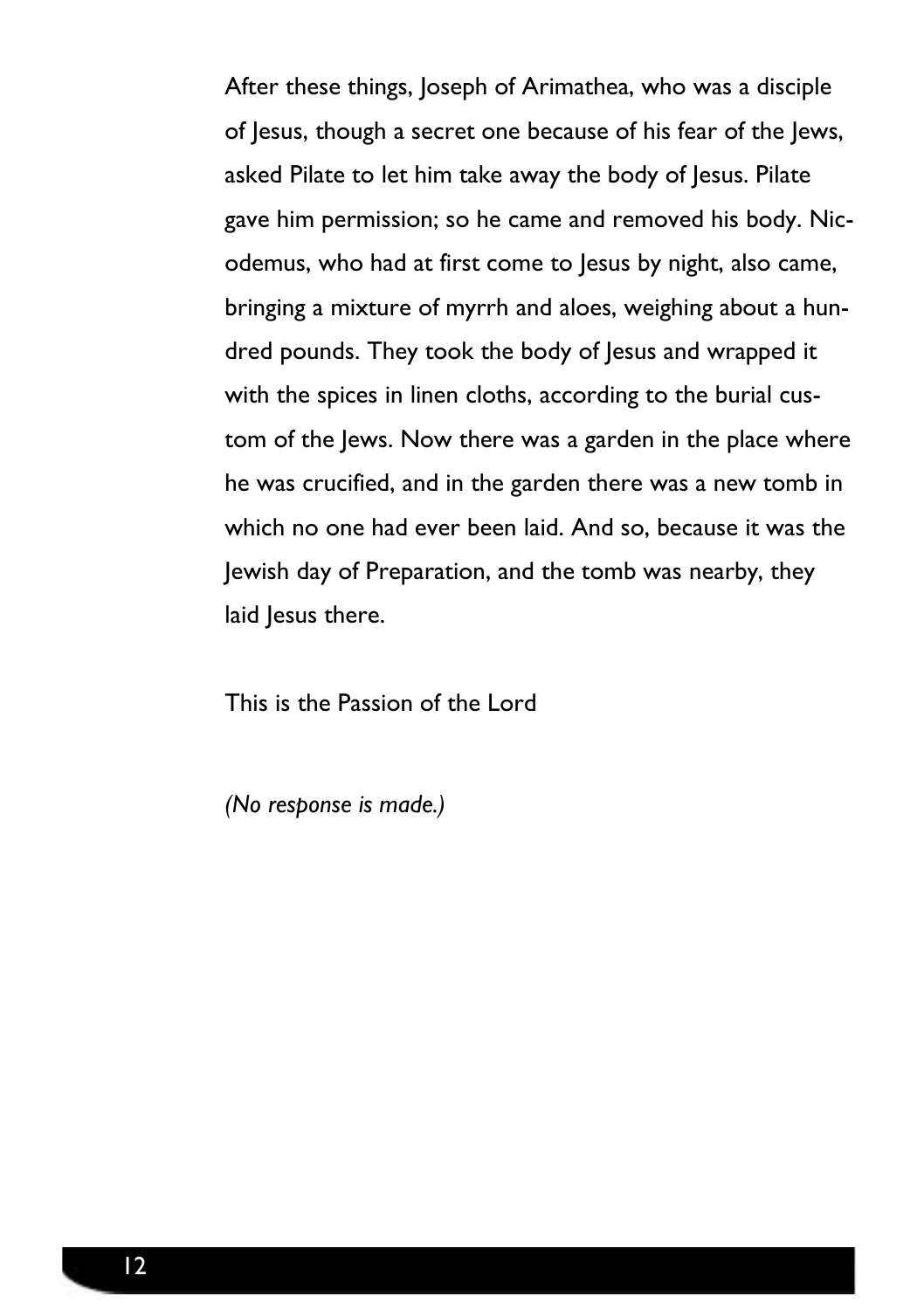After these things, Joseph of Arimathea, who was a disciple of Jesus, though a secret one because of his fear of the Jews, asked Pilate to let him take away the body of Jesus. Pilate gave him permission; so he came and removed his body. Nicodemus, who had at first come to Jesus by night, also came, bringing a mixture of myrrh and aloes, weighing about a hundred pounds. They took the body of Jesus and wrapped it with the spices in linen cloths, according to the burial custom of the Jews. Now there was a garden in the place where he was crucified, and in the garden there was a new tomb in which no one had ever been laid. And so, because it was the Jewish day of Preparation, and the tomb was nearby, they laid Jesus there.

This is the Passion of the Lord

*(No response is made.)*